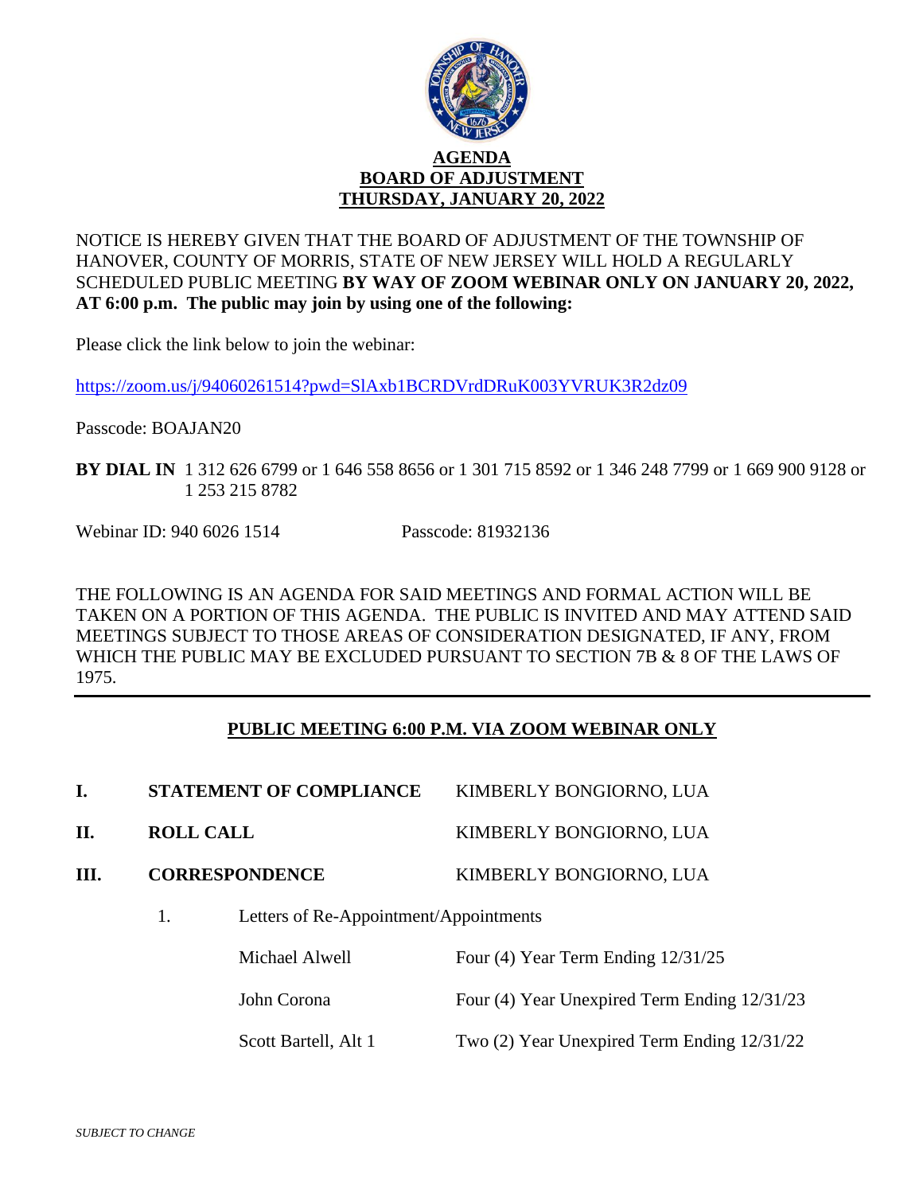# AGENDA
## BOARD OF ADJUSTMENT
## THURSDAY, JANUARY 20, 2022

NOTICE IS HEREBY GIVEN THAT THE BOARD OF ADJUSTMENT OF THE TOWNSHIP OF HANOVER, COUNTY OF MORRIS, STATE OF NEW JERSEY WILL HOLD A REGULARLY SCHEDULED PUBLIC MEETING **BY WAY OF ZOOM WEBINAR ONLY ON JANUARY 20, 2022, AT 6:00 p.m. The public may join by using one of the following:**

Please click the link below to join the webinar:

https://zoom.us/j/94060261514?pwd=SlAxb1BCRDVrdDRuK003YVRUK3R2dz09

Passcode: BOAJAN20

**BY DIAL IN** 1 312 626 6799 or 1 646 558 8656 or 1 301 715 8592 or 1 346 248 7799 or 1 669 900 9128 or 1 253 215 8782

Webinar ID: 940 6026 1514 Passcode: 81932136

THE FOLLOWING IS AN AGENDA FOR SAID MEETINGS AND FORMAL ACTION WILL BE TAKEN ON A PORTION OF THIS AGENDA. THE PUBLIC IS INVITED AND MAY ATTEND SAID MEETINGS SUBJECT TO THOSE AREAS OF CONSIDERATION DESIGNATED, IF ANY, FROM WHICH THE PUBLIC MAY BE EXCLUDED PURSUANT TO SECTION 7B & 8 OF THE LAWS OF 1975.

---

## PUBLIC MEETING 6:00 P.M. VIA ZOOM WEBINAR ONLY

**I. STATEMENT OF COMPLIANCE** KIMBERLY BONGIORNO, LUA

**II. ROLL CALL** KIMBERLY BONGIORNO, LUA

**III. CORRESPONDENCE** KIMBERLY BONGIORNO, LUA

1. Letters of Re-Appointment/Appointments

| | |
|---|---|
| Michael Alwell | Four (4) Year Term Ending 12/31/25 |
| John Corona | Four (4) Year Unexpired Term Ending 12/31/23 |
| Scott Bartell, Alt 1 | Two (2) Year Unexpired Term Ending 12/31/22 |

*SUBJECT TO CHANGE*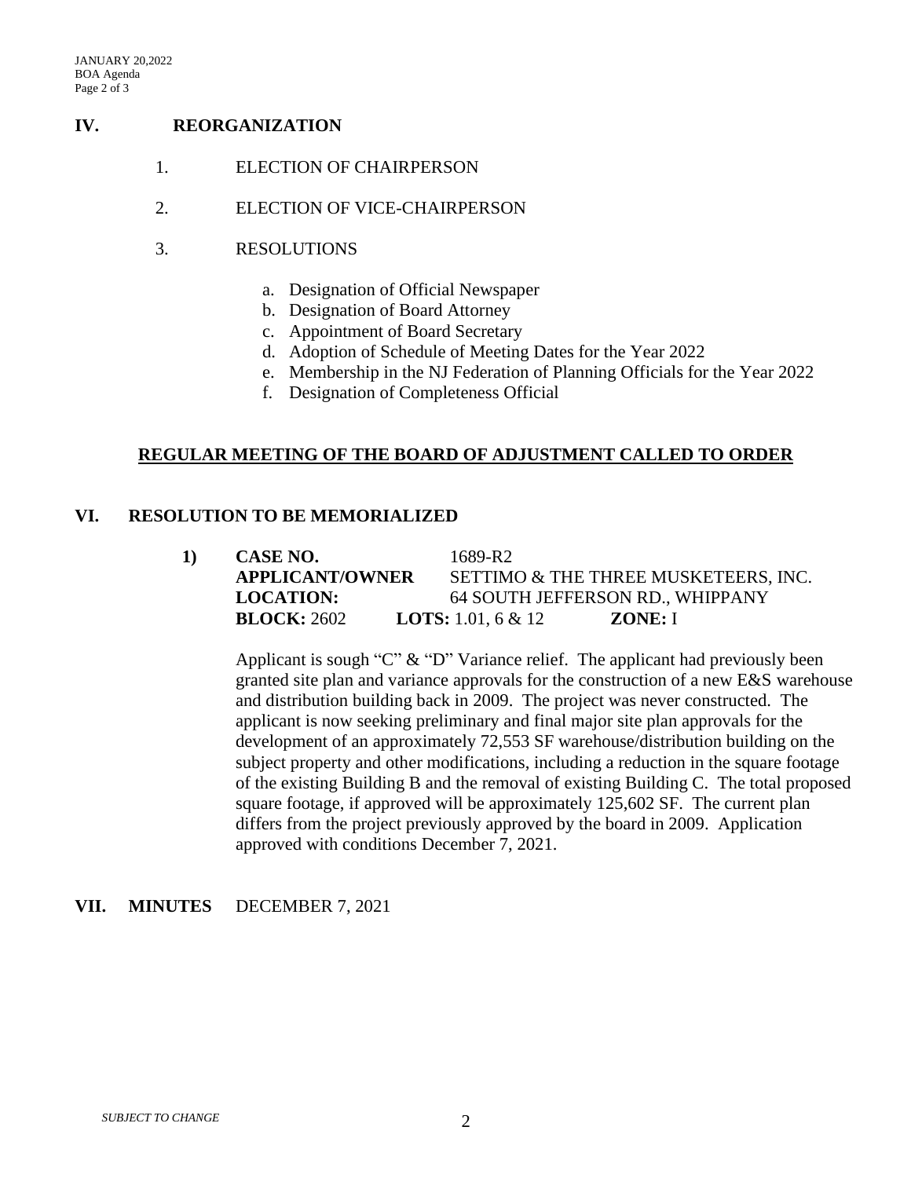## IV. REORGANIZATION

1. ELECTION OF CHAIRPERSON
2. ELECTION OF VICE-CHAIRPERSON
3. RESOLUTIONS
   a. Designation of Official Newspaper
   b. Designation of Board Attorney
   c. Appointment of Board Secretary
   d. Adoption of Schedule of Meeting Dates for the Year 2022
   e. Membership in the NJ Federation of Planning Officials for the Year 2022
   f. Designation of Completeness Official

**REGULAR MEETING OF THE BOARD OF ADJUSTMENT CALLED TO ORDER**

## VI. RESOLUTION TO BE MEMORIALIZED

**1) CASE NO.** 1689-R2
**APPLICANT/OWNER** SETTIMO & THE THREE MUSKETEERS, INC.
**LOCATION:** 64 SOUTH JEFFERSON RD., WHIPPANY
**BLOCK:** 2602 **LOTS:** 1.01, 6 & 12 **ZONE:** I

Applicant is sough "C" & "D" Variance relief. The applicant had previously been granted site plan and variance approvals for the construction of a new E&S warehouse and distribution building back in 2009. The project was never constructed. The applicant is now seeking preliminary and final major site plan approvals for the development of an approximately 72,553 SF warehouse/distribution building on the subject property and other modifications, including a reduction in the square footage of the existing Building B and the removal of existing Building C. The total proposed square footage, if approved will be approximately 125,602 SF. The current plan differs from the project previously approved by the board in 2009. Application approved with conditions December 7, 2021.

## VII. MINUTES DECEMBER 7, 2021

*SUBJECT TO CHANGE*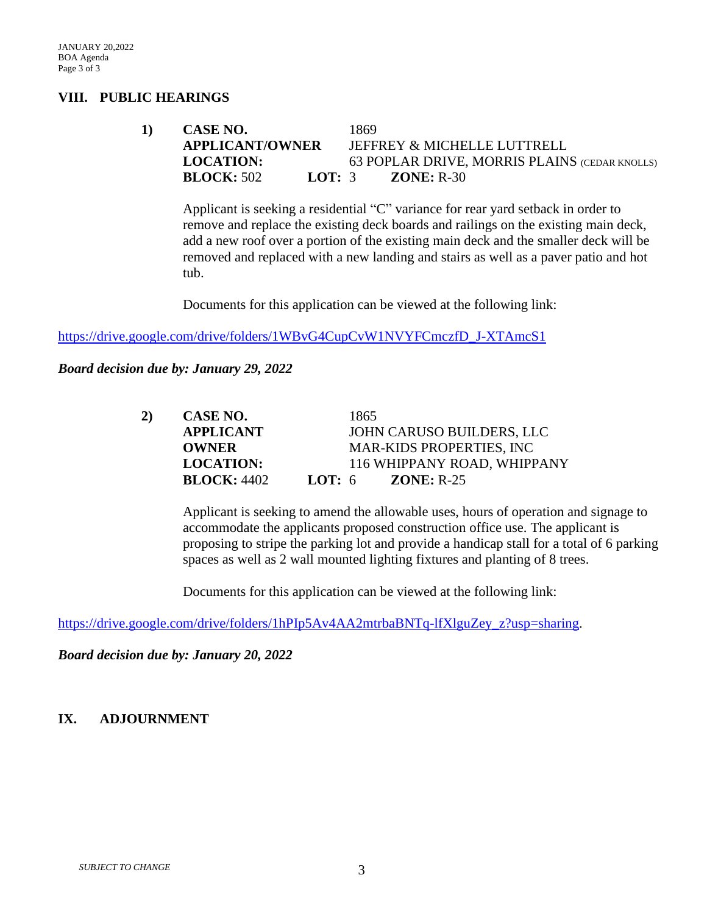## VIII. PUBLIC HEARINGS

**1)** **CASE NO.** 1869
**APPLICANT/OWNER** JEFFREY & MICHELLE LUTTRELL
**LOCATION:** 63 POPLAR DRIVE, MORRIS PLAINS (CEDAR KNOLLS)
**BLOCK:** 502 **LOT:** 3 **ZONE:** R-30

Applicant is seeking a residential "C" variance for rear yard setback in order to remove and replace the existing deck boards and railings on the existing main deck, add a new roof over a portion of the existing main deck and the smaller deck will be removed and replaced with a new landing and stairs as well as a paver patio and hot tub.

Documents for this application can be viewed at the following link:

https://drive.google.com/drive/folders/1WBvG4CupCvW1NVYFCmczfD_J-XTAmcS1

***Board decision due by: January 29, 2022***

**2)** **CASE NO.** 1865
**APPLICANT** JOHN CARUSO BUILDERS, LLC
**OWNER** MAR-KIDS PROPERTIES, INC
**LOCATION:** 116 WHIPPANY ROAD, WHIPPANY
**BLOCK:** 4402 **LOT:** 6 **ZONE:** R-25

Applicant is seeking to amend the allowable uses, hours of operation and signage to accommodate the applicants proposed construction office use. The applicant is proposing to stripe the parking lot and provide a handicap stall for a total of 6 parking spaces as well as 2 wall mounted lighting fixtures and planting of 8 trees.

Documents for this application can be viewed at the following link:

https://drive.google.com/drive/folders/1hPIp5Av4AA2mtrbaBNTq-lfXlguZey_z?usp=sharing.

***Board decision due by: January 20, 2022***

## IX. ADJOURNMENT

*SUBJECT TO CHANGE*